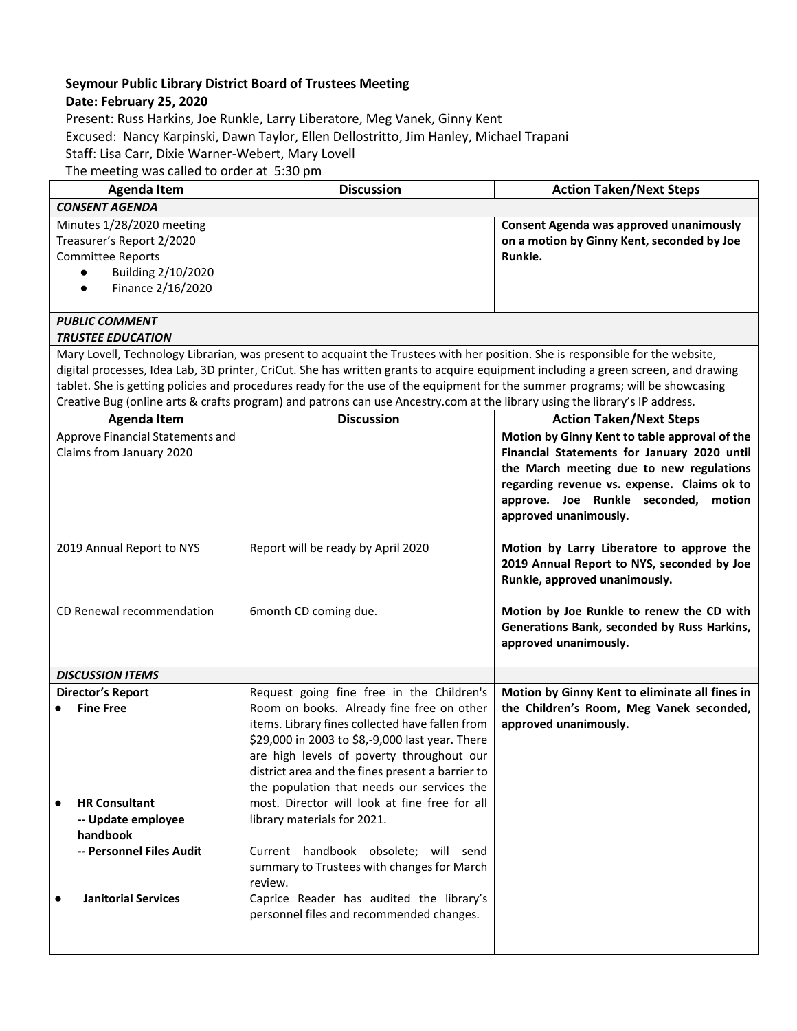**Seymour Public Library District Board of Trustees Meeting**

**Date: February 25, 2020**

Present: Russ Harkins, Joe Runkle, Larry Liberatore, Meg Vanek, Ginny Kent

Excused: Nancy Karpinski, Dawn Taylor, Ellen Dellostritto, Jim Hanley, Michael Trapani

Staff: Lisa Carr, Dixie Warner-Webert, Mary Lovell

The meeting was called to order at 5:30 pm

| Agenda Item | Discussion | Action Taken/Next Steps |
|---|---|---|
| ***CONSENT AGENDA*** | | |
| Minutes 1/28/2020 meeting<br>Treasurer's Report 2/2020<br>Committee Reports<br>● Building 2/10/2020<br>● Finance 2/16/2020 | | **Consent Agenda was approved unanimously on a motion by Ginny Kent, seconded by Joe Runkle.** |
| ***PUBLIC COMMENT*** | | |
| ***TRUSTEE EDUCATION*** | | |
| Mary Lovell, Technology Librarian, was present to acquaint the Trustees with her position. She is responsible for the website, digital processes, Idea Lab, 3D printer, CriCut. She has written grants to acquire equipment including a green screen, and drawing tablet. She is getting policies and procedures ready for the use of the equipment for the summer programs; will be showcasing Creative Bug (online arts & crafts program) and patrons can use Ancestry.com at the library using the library's IP address. | | |
| **Agenda Item** | **Discussion** | **Action Taken/Next Steps** |
| Approve Financial Statements and Claims from January 2020 | | **Motion by Ginny Kent to table approval of the Financial Statements for January 2020 until the March meeting due to new regulations regarding revenue vs. expense. Claims ok to approve. Joe Runkle seconded, motion approved unanimously.** |
| 2019 Annual Report to NYS | Report will be ready by April 2020 | **Motion by Larry Liberatore to approve the 2019 Annual Report to NYS, seconded by Joe Runkle, approved unanimously.** |
| CD Renewal recommendation | 6month CD coming due. | **Motion by Joe Runkle to renew the CD with Generations Bank, seconded by Russ Harkins, approved unanimously.** |
| ***DISCUSSION ITEMS*** | | |
| **Director's Report**<br>● **Fine Free**<br><br><br><br><br><br>● **HR Consultant**<br>**-- Update employee handbook**<br>**-- Personnel Files Audit**<br><br><br>● **Janitorial Services** | Request going fine free in the Children's Room on books. Already fine free on other items. Library fines collected have fallen from $29,000 in 2003 to $8,-9,000 last year. There are high levels of poverty throughout our district area and the fines present a barrier to the population that needs our services the most. Director will look at fine free for all library materials for 2021.<br><br>Current handbook obsolete; will send summary to Trustees with changes for March review.<br>Caprice Reader has audited the library's personnel files and recommended changes. | **Motion by Ginny Kent to eliminate all fines in the Children's Room, Meg Vanek seconded, approved unanimously.** |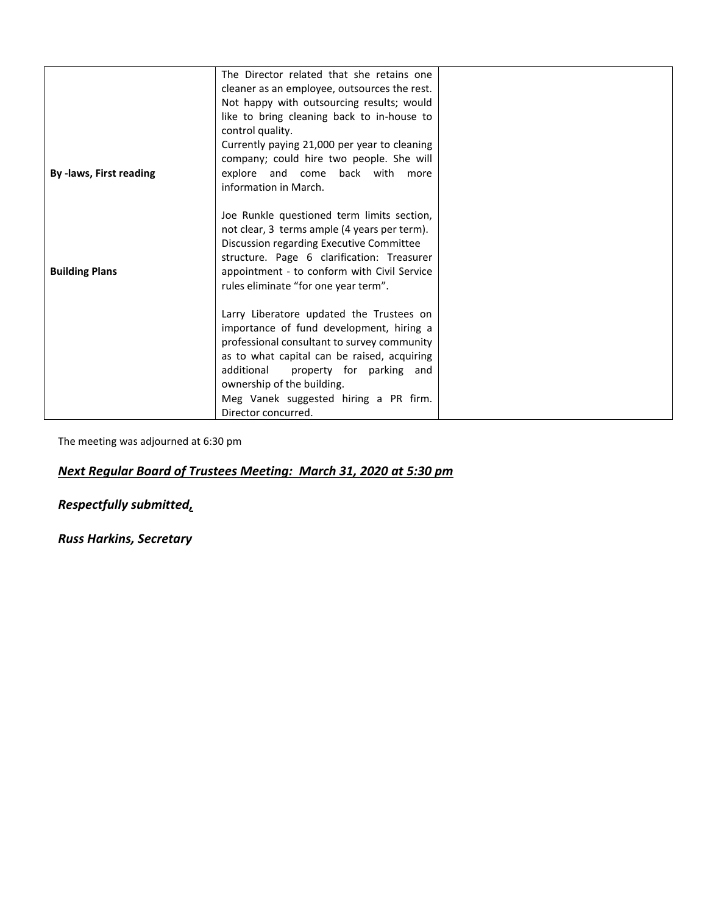| | | |
|---|---|---|
| | The Director related that she retains one cleaner as an employee, outsources the rest. Not happy with outsourcing results; would like to bring cleaning back to in-house to control quality.<br>Currently paying 21,000 per year to cleaning company; could hire two people. She will explore and come back with more information in March. | |
| **By -laws, First reading** | Joe Runkle questioned term limits section, not clear, 3 terms ample (4 years per term). Discussion regarding Executive Committee structure. Page 6 clarification: Treasurer appointment - to conform with Civil Service rules eliminate "for one year term". | |
| **Building Plans** | Larry Liberatore updated the Trustees on importance of fund development, hiring a professional consultant to survey community as to what capital can be raised, acquiring additional property for parking and ownership of the building.<br>Meg Vanek suggested hiring a PR firm. Director concurred. | |

The meeting was adjourned at 6:30 pm

***Next Regular Board of Trustees Meeting: March 31, 2020 at 5:30 pm***

***Respectfully submitted,***

***Russ Harkins, Secretary***